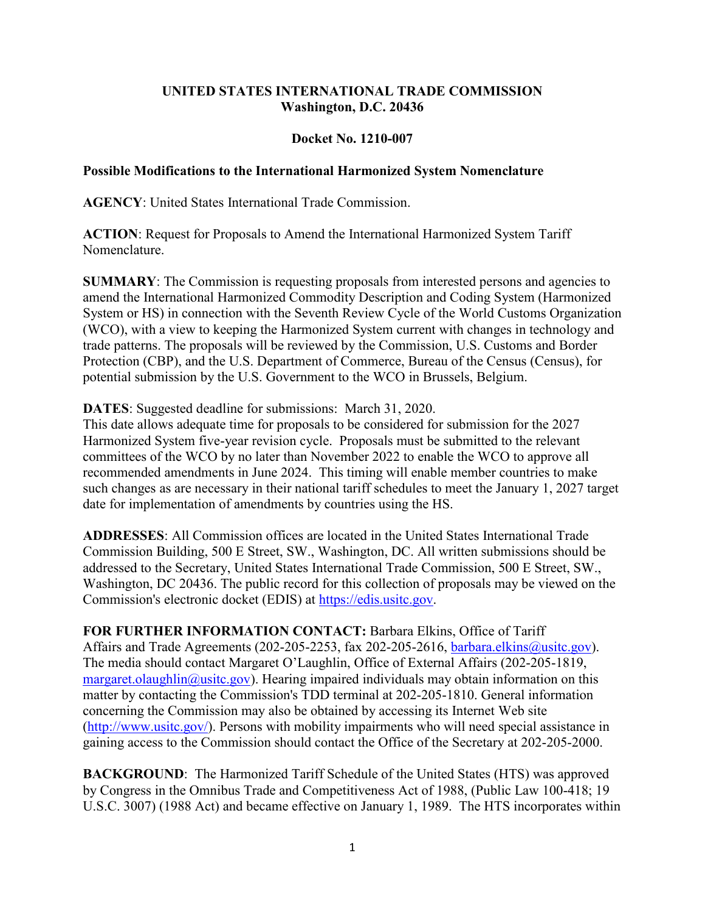**UNITED STATES INTERNATIONAL TRADE COMMISSION**
**Washington, D.C. 20436**

**Docket No. 1210-007**

**Possible Modifications to the International Harmonized System Nomenclature**

**AGENCY**: United States International Trade Commission.

**ACTION**: Request for Proposals to Amend the International Harmonized System Tariff Nomenclature.

**SUMMARY**: The Commission is requesting proposals from interested persons and agencies to amend the International Harmonized Commodity Description and Coding System (Harmonized System or HS) in connection with the Seventh Review Cycle of the World Customs Organization (WCO), with a view to keeping the Harmonized System current with changes in technology and trade patterns. The proposals will be reviewed by the Commission, U.S. Customs and Border Protection (CBP), and the U.S. Department of Commerce, Bureau of the Census (Census), for potential submission by the U.S. Government to the WCO in Brussels, Belgium.

**DATES**: Suggested deadline for submissions: March 31, 2020.
This date allows adequate time for proposals to be considered for submission for the 2027 Harmonized System five-year revision cycle. Proposals must be submitted to the relevant committees of the WCO by no later than November 2022 to enable the WCO to approve all recommended amendments in June 2024. This timing will enable member countries to make such changes as are necessary in their national tariff schedules to meet the January 1, 2027 target date for implementation of amendments by countries using the HS.

**ADDRESSES**: All Commission offices are located in the United States International Trade Commission Building, 500 E Street, SW., Washington, DC. All written submissions should be addressed to the Secretary, United States International Trade Commission, 500 E Street, SW., Washington, DC 20436. The public record for this collection of proposals may be viewed on the Commission's electronic docket (EDIS) at https://edis.usitc.gov.

**FOR FURTHER INFORMATION CONTACT:** Barbara Elkins, Office of Tariff Affairs and Trade Agreements (202-205-2253, fax 202-205-2616, barbara.elkins@usitc.gov). The media should contact Margaret O'Laughlin, Office of External Affairs (202-205-1819, margaret.olaughlin@usitc.gov). Hearing impaired individuals may obtain information on this matter by contacting the Commission's TDD terminal at 202-205-1810. General information concerning the Commission may also be obtained by accessing its Internet Web site (http://www.usitc.gov/). Persons with mobility impairments who will need special assistance in gaining access to the Commission should contact the Office of the Secretary at 202-205-2000.

**BACKGROUND**: The Harmonized Tariff Schedule of the United States (HTS) was approved by Congress in the Omnibus Trade and Competitiveness Act of 1988, (Public Law 100-418; 19 U.S.C. 3007) (1988 Act) and became effective on January 1, 1989. The HTS incorporates within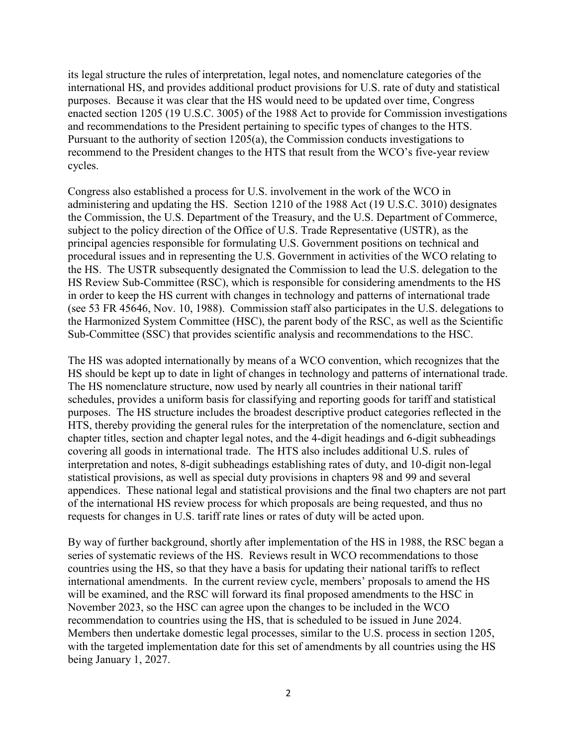its legal structure the rules of interpretation, legal notes, and nomenclature categories of the international HS, and provides additional product provisions for U.S. rate of duty and statistical purposes. Because it was clear that the HS would need to be updated over time, Congress enacted section 1205 (19 U.S.C. 3005) of the 1988 Act to provide for Commission investigations and recommendations to the President pertaining to specific types of changes to the HTS. Pursuant to the authority of section 1205(a), the Commission conducts investigations to recommend to the President changes to the HTS that result from the WCO's five-year review cycles.

Congress also established a process for U.S. involvement in the work of the WCO in administering and updating the HS. Section 1210 of the 1988 Act (19 U.S.C. 3010) designates the Commission, the U.S. Department of the Treasury, and the U.S. Department of Commerce, subject to the policy direction of the Office of U.S. Trade Representative (USTR), as the principal agencies responsible for formulating U.S. Government positions on technical and procedural issues and in representing the U.S. Government in activities of the WCO relating to the HS. The USTR subsequently designated the Commission to lead the U.S. delegation to the HS Review Sub-Committee (RSC), which is responsible for considering amendments to the HS in order to keep the HS current with changes in technology and patterns of international trade (see 53 FR 45646, Nov. 10, 1988). Commission staff also participates in the U.S. delegations to the Harmonized System Committee (HSC), the parent body of the RSC, as well as the Scientific Sub-Committee (SSC) that provides scientific analysis and recommendations to the HSC.

The HS was adopted internationally by means of a WCO convention, which recognizes that the HS should be kept up to date in light of changes in technology and patterns of international trade. The HS nomenclature structure, now used by nearly all countries in their national tariff schedules, provides a uniform basis for classifying and reporting goods for tariff and statistical purposes. The HS structure includes the broadest descriptive product categories reflected in the HTS, thereby providing the general rules for the interpretation of the nomenclature, section and chapter titles, section and chapter legal notes, and the 4-digit headings and 6-digit subheadings covering all goods in international trade. The HTS also includes additional U.S. rules of interpretation and notes, 8-digit subheadings establishing rates of duty, and 10-digit non-legal statistical provisions, as well as special duty provisions in chapters 98 and 99 and several appendices. These national legal and statistical provisions and the final two chapters are not part of the international HS review process for which proposals are being requested, and thus no requests for changes in U.S. tariff rate lines or rates of duty will be acted upon.

By way of further background, shortly after implementation of the HS in 1988, the RSC began a series of systematic reviews of the HS. Reviews result in WCO recommendations to those countries using the HS, so that they have a basis for updating their national tariffs to reflect international amendments. In the current review cycle, members' proposals to amend the HS will be examined, and the RSC will forward its final proposed amendments to the HSC in November 2023, so the HSC can agree upon the changes to be included in the WCO recommendation to countries using the HS, that is scheduled to be issued in June 2024. Members then undertake domestic legal processes, similar to the U.S. process in section 1205, with the targeted implementation date for this set of amendments by all countries using the HS being January 1, 2027.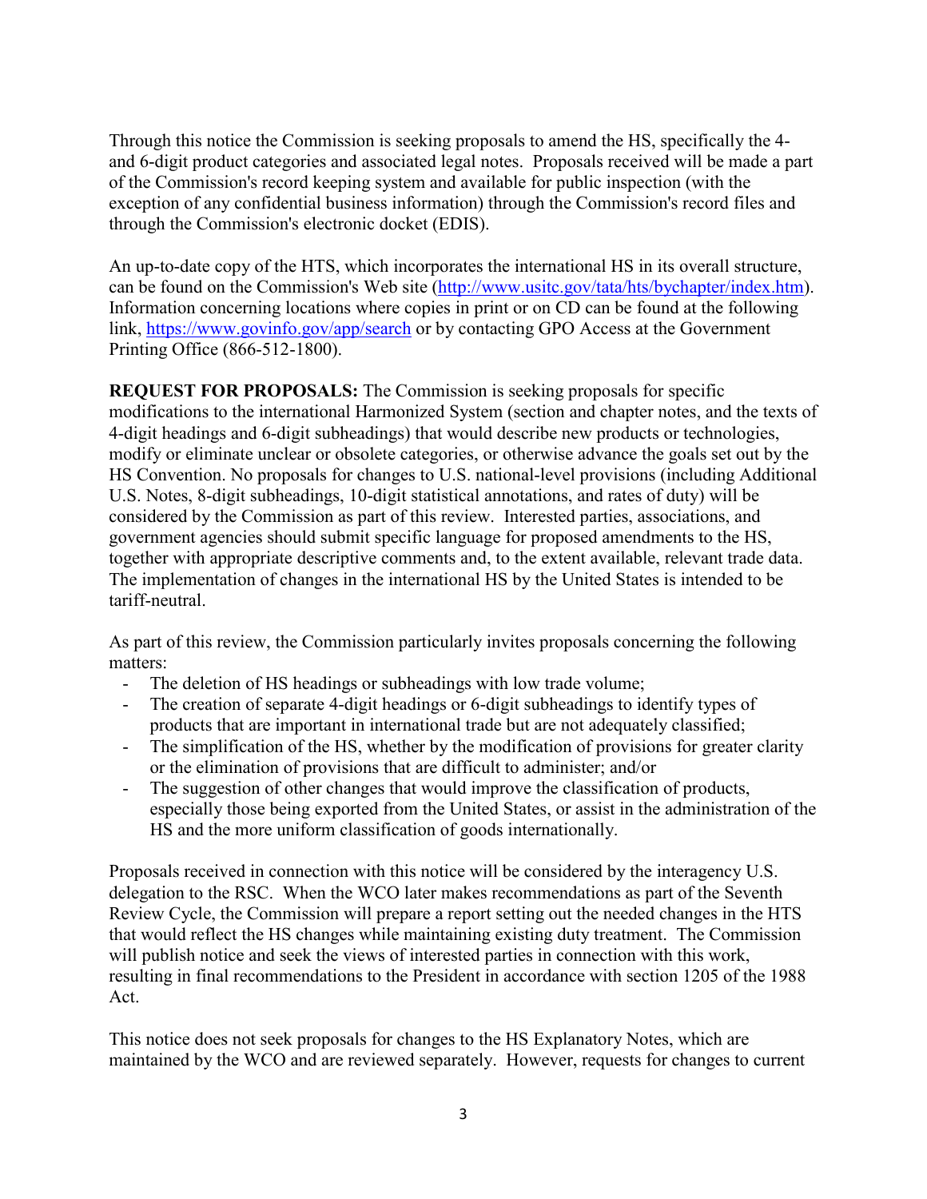Through this notice the Commission is seeking proposals to amend the HS, specifically the 4- and 6-digit product categories and associated legal notes. Proposals received will be made a part of the Commission's record keeping system and available for public inspection (with the exception of any confidential business information) through the Commission's record files and through the Commission's electronic docket (EDIS).

An up-to-date copy of the HTS, which incorporates the international HS in its overall structure, can be found on the Commission's Web site ([http://www.usitc.gov/tata/hts/bychapter/index.htm](http://www.usitc.gov/tata/hts/bychapter/index.htm)). Information concerning locations where copies in print or on CD can be found at the following link, [https://www.govinfo.gov/app/search](https://www.govinfo.gov/app/search) or by contacting GPO Access at the Government Printing Office (866-512-1800).

**REQUEST FOR PROPOSALS:** The Commission is seeking proposals for specific modifications to the international Harmonized System (section and chapter notes, and the texts of 4-digit headings and 6-digit subheadings) that would describe new products or technologies, modify or eliminate unclear or obsolete categories, or otherwise advance the goals set out by the HS Convention. No proposals for changes to U.S. national-level provisions (including Additional U.S. Notes, 8-digit subheadings, 10-digit statistical annotations, and rates of duty) will be considered by the Commission as part of this review. Interested parties, associations, and government agencies should submit specific language for proposed amendments to the HS, together with appropriate descriptive comments and, to the extent available, relevant trade data. The implementation of changes in the international HS by the United States is intended to be tariff-neutral.

As part of this review, the Commission particularly invites proposals concerning the following matters:

- The deletion of HS headings or subheadings with low trade volume;
- The creation of separate 4-digit headings or 6-digit subheadings to identify types of products that are important in international trade but are not adequately classified;
- The simplification of the HS, whether by the modification of provisions for greater clarity or the elimination of provisions that are difficult to administer; and/or
- The suggestion of other changes that would improve the classification of products, especially those being exported from the United States, or assist in the administration of the HS and the more uniform classification of goods internationally.

Proposals received in connection with this notice will be considered by the interagency U.S. delegation to the RSC. When the WCO later makes recommendations as part of the Seventh Review Cycle, the Commission will prepare a report setting out the needed changes in the HTS that would reflect the HS changes while maintaining existing duty treatment. The Commission will publish notice and seek the views of interested parties in connection with this work, resulting in final recommendations to the President in accordance with section 1205 of the 1988 Act.

This notice does not seek proposals for changes to the HS Explanatory Notes, which are maintained by the WCO and are reviewed separately. However, requests for changes to current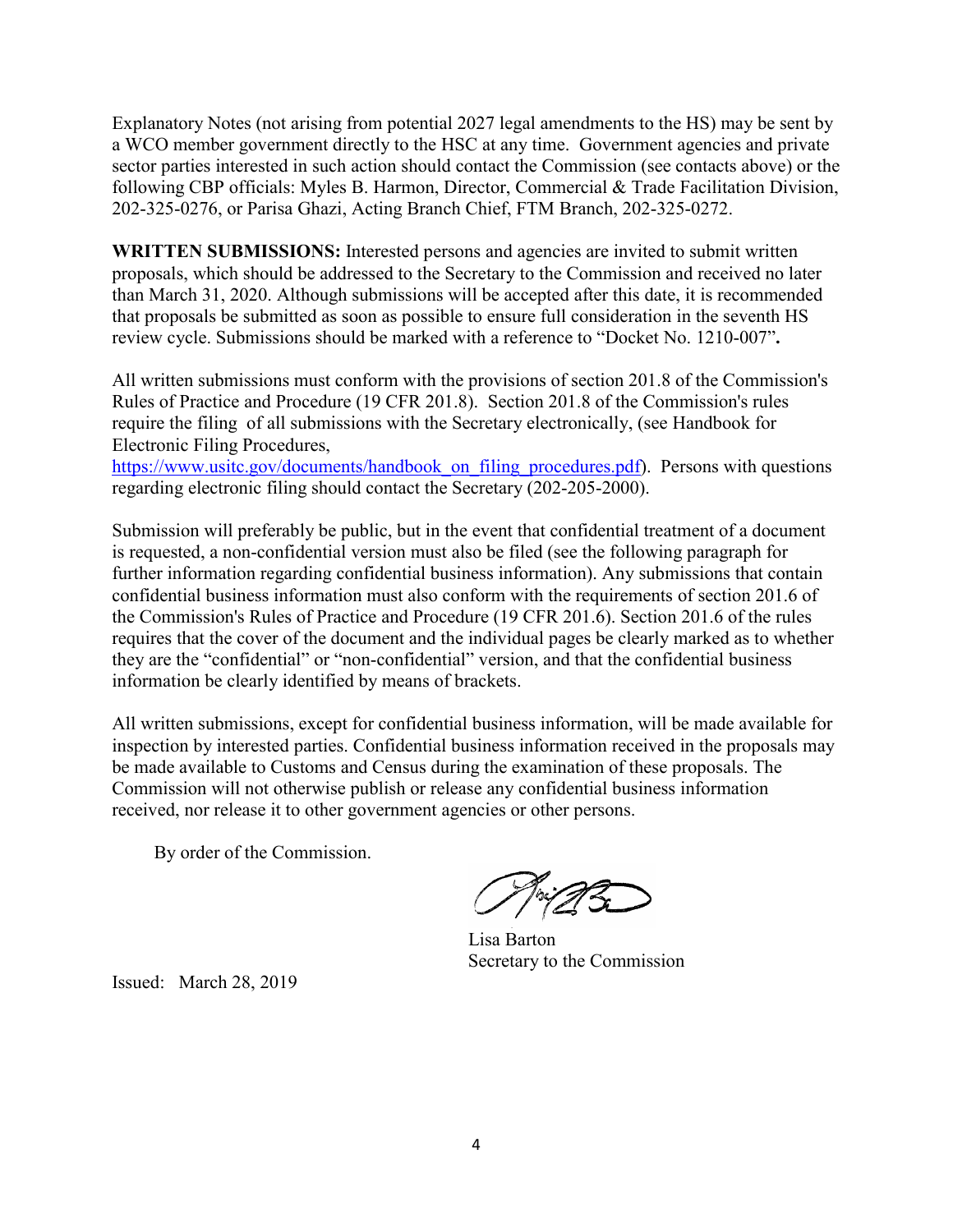Explanatory Notes (not arising from potential 2027 legal amendments to the HS) may be sent by a WCO member government directly to the HSC at any time. Government agencies and private sector parties interested in such action should contact the Commission (see contacts above) or the following CBP officials: Myles B. Harmon, Director, Commercial & Trade Facilitation Division, 202-325-0276, or Parisa Ghazi, Acting Branch Chief, FTM Branch, 202-325-0272.

**WRITTEN SUBMISSIONS:** Interested persons and agencies are invited to submit written proposals, which should be addressed to the Secretary to the Commission and received no later than March 31, 2020. Although submissions will be accepted after this date, it is recommended that proposals be submitted as soon as possible to ensure full consideration in the seventh HS review cycle. Submissions should be marked with a reference to "Docket No. 1210-007"**.**

All written submissions must conform with the provisions of section 201.8 of the Commission's Rules of Practice and Procedure (19 CFR 201.8). Section 201.8 of the Commission's rules require the filing of all submissions with the Secretary electronically, (see Handbook for Electronic Filing Procedures, https://www.usitc.gov/documents/handbook_on_filing_procedures.pdf). Persons with questions regarding electronic filing should contact the Secretary (202-205-2000).

Submission will preferably be public, but in the event that confidential treatment of a document is requested, a non-confidential version must also be filed (see the following paragraph for further information regarding confidential business information). Any submissions that contain confidential business information must also conform with the requirements of section 201.6 of the Commission's Rules of Practice and Procedure (19 CFR 201.6). Section 201.6 of the rules requires that the cover of the document and the individual pages be clearly marked as to whether they are the "confidential" or "non-confidential" version, and that the confidential business information be clearly identified by means of brackets.

All written submissions, except for confidential business information, will be made available for inspection by interested parties. Confidential business information received in the proposals may be made available to Customs and Census during the examination of these proposals. The Commission will not otherwise publish or release any confidential business information received, nor release it to other government agencies or other persons.

By order of the Commission.

Lisa Barton
Secretary to the Commission

Issued: March 28, 2019